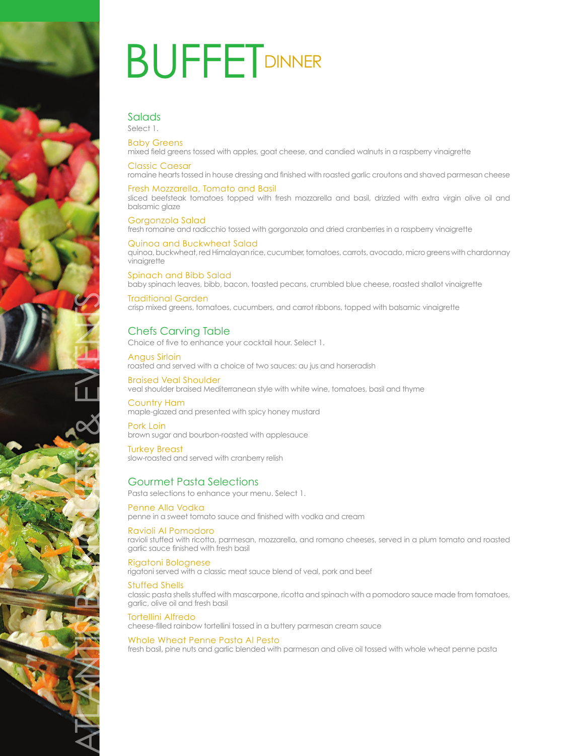# BUFFET DINNER

## Salads

Select 1.

### Baby Greens
mixed field greens tossed with apples, goat cheese, and candied walnuts in a raspberry vinaigrette

### Classic Caesar
romaine hearts tossed in house dressing and finished with roasted garlic croutons and shaved parmesan cheese

### Fresh Mozzarella, Tomato and Basil
sliced beefsteak tomatoes topped with fresh mozzarella and basil, drizzled with extra virgin olive oil and balsamic glaze

### Gorgonzola Salad
fresh romaine and radicchio tossed with gorgonzola and dried cranberries in a raspberry vinaigrette

### Quinoa and Buckwheat Salad
quinoa, buckwheat, red Himalayan rice, cucumber, tomatoes, carrots, avocado, micro greens with chardonnay vinaigrette

### Spinach and Bibb Salad
baby spinach leaves, bibb, bacon, toasted pecans, crumbled blue cheese, roasted shallot vinaigrette

### Traditional Garden
crisp mixed greens, tomatoes, cucumbers, and carrot ribbons, topped with balsamic vinaigrette

## Chefs Carving Table

Choice of five to enhance your cocktail hour. Select 1.

### Angus Sirloin
roasted and served with a choice of two sauces: au jus and horseradish

### Braised Veal Shoulder
veal shoulder braised Mediterranean style with white wine, tomatoes, basil and thyme

### Country Ham
maple-glazed and presented with spicy honey mustard

### Pork Loin
brown sugar and bourbon-roasted with applesauce

### Turkey Breast
slow-roasted and served with cranberry relish

## Gourmet Pasta Selections

Pasta selections to enhance your menu. Select 1.

### Penne Alla Vodka
penne in a sweet tomato sauce and finished with vodka and cream

### Ravioli Al Pomodoro
ravioli stuffed with ricotta, parmesan, mozzarella, and romano cheeses, served in a plum tomato and roasted garlic sauce finished with fresh basil

### Rigatoni Bolognese
rigatoni served with a classic meat sauce blend of veal, pork and beef

### Stuffed Shells
classic pasta shells stuffed with mascarpone, ricotta and spinach with a pomodoro sauce made from tomatoes, garlic, olive oil and fresh basil

### Tortellini Alfredo
cheese-filled rainbow tortellini tossed in a buttery parmesan cream sauce

### Whole Wheat Penne Pasta Al Pesto
fresh basil, pine nuts and garlic blended with parmesan and olive oil tossed with whole wheat penne pasta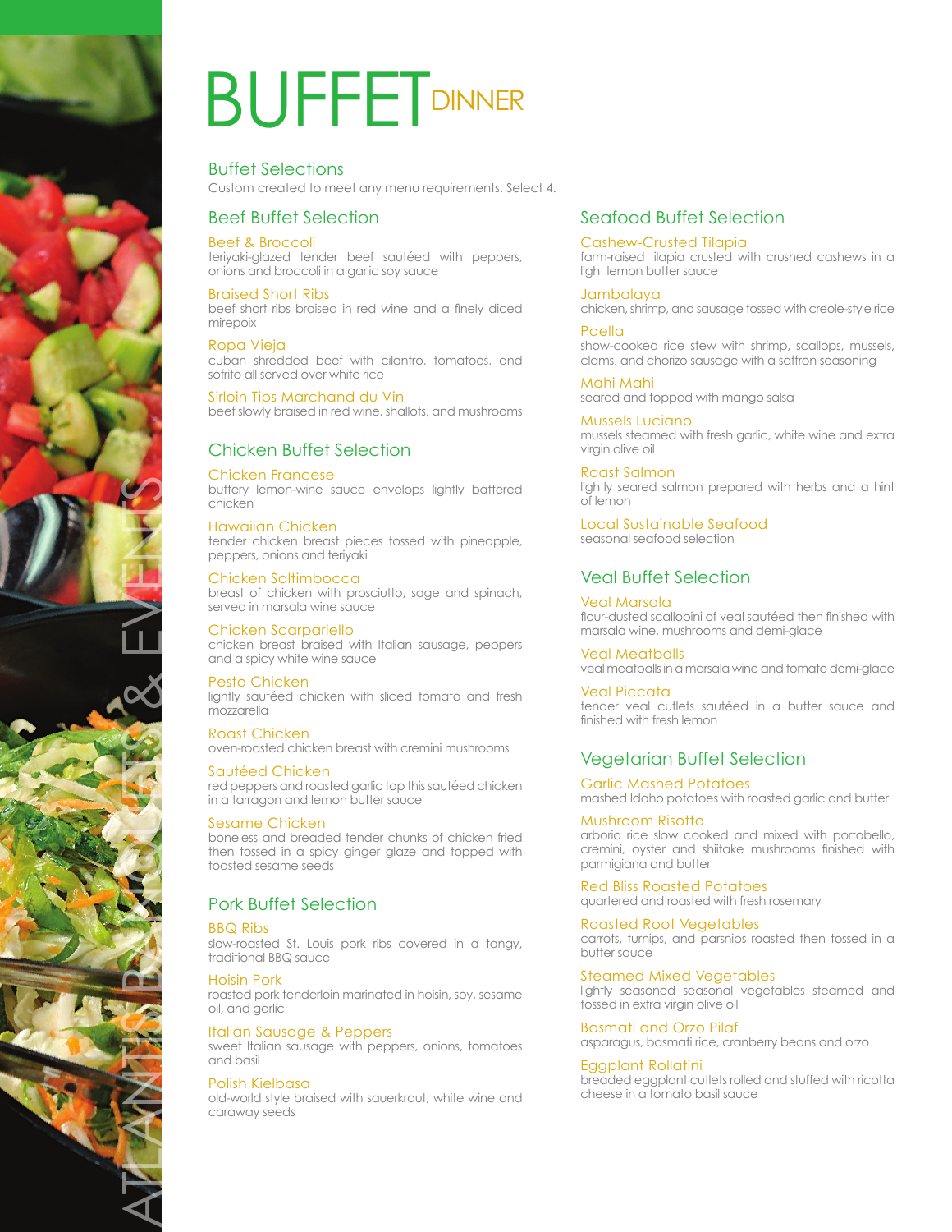# BUFFET DINNER

## Buffet Selections

Custom created to meet any menu requirements. Select 4.

### Beef Buffet Selection

**Beef & Broccoli**
teriyaki-glazed tender beef sautéed with peppers, onions and broccoli in a garlic soy sauce

**Braised Short Ribs**
beef short ribs braised in red wine and a finely diced mirepoix

**Ropa Vieja**
cuban shredded beef with cilantro, tomatoes, and sofrito all served over white rice

**Sirloin Tips Marchand du Vin**
beef slowly braised in red wine, shallots, and mushrooms

### Chicken Buffet Selection

**Chicken Francese**
buttery lemon-wine sauce envelops lightly battered chicken

**Hawaiian Chicken**
tender chicken breast pieces tossed with pineapple, peppers, onions and teriyaki

**Chicken Saltimbocca**
breast of chicken with prosciutto, sage and spinach, served in marsala wine sauce

**Chicken Scarpariello**
chicken breast braised with Italian sausage, peppers and a spicy white wine sauce

**Pesto Chicken**
lightly sautéed chicken with sliced tomato and fresh mozzarella

**Roast Chicken**
oven-roasted chicken breast with cremini mushrooms

**Sautéed Chicken**
red peppers and roasted garlic top this sautéed chicken in a tarragon and lemon butter sauce

**Sesame Chicken**
boneless and breaded tender chunks of chicken fried then tossed in a spicy ginger glaze and topped with toasted sesame seeds

### Pork Buffet Selection

**BBQ Ribs**
slow-roasted St. Louis pork ribs covered in a tangy, traditional BBQ sauce

**Hoisin Pork**
roasted pork tenderloin marinated in hoisin, soy, sesame oil, and garlic

**Italian Sausage & Peppers**
sweet Italian sausage with peppers, onions, tomatoes and basil

**Polish Kielbasa**
old-world style braised with sauerkraut, white wine and caraway seeds

### Seafood Buffet Selection

**Cashew-Crusted Tilapia**
farm-raised tilapia crusted with crushed cashews in a light lemon butter sauce

**Jambalaya**
chicken, shrimp, and sausage tossed with creole-style rice

**Paella**
show-cooked rice stew with shrimp, scallops, mussels, clams, and chorizo sausage with a saffron seasoning

**Mahi Mahi**
seared and topped with mango salsa

**Mussels Luciano**
mussels steamed with fresh garlic, white wine and extra virgin olive oil

**Roast Salmon**
lightly seared salmon prepared with herbs and a hint of lemon

**Local Sustainable Seafood**
seasonal seafood selection

### Veal Buffet Selection

**Veal Marsala**
flour-dusted scallopini of veal sautéed then finished with marsala wine, mushrooms and demi-glace

**Veal Meatballs**
veal meatballs in a marsala wine and tomato demi-glace

**Veal Piccata**
tender veal cutlets sautéed in a butter sauce and finished with fresh lemon

### Vegetarian Buffet Selection

**Garlic Mashed Potatoes**
mashed Idaho potatoes with roasted garlic and butter

**Mushroom Risotto**
arborio rice slow cooked and mixed with portobello, cremini, oyster and shiitake mushrooms finished with parmigiana and butter

**Red Bliss Roasted Potatoes**
quartered and roasted with fresh rosemary

**Roasted Root Vegetables**
carrots, turnips, and parsnips roasted then tossed in a butter sauce

**Steamed Mixed Vegetables**
lightly seasoned seasonal vegetables steamed and tossed in extra virgin olive oil

**Basmati and Orzo Pilaf**
asparagus, basmati rice, cranberry beans and orzo

**Eggplant Rollatini**
breaded eggplant cutlets rolled and stuffed with ricotta cheese in a tomato basil sauce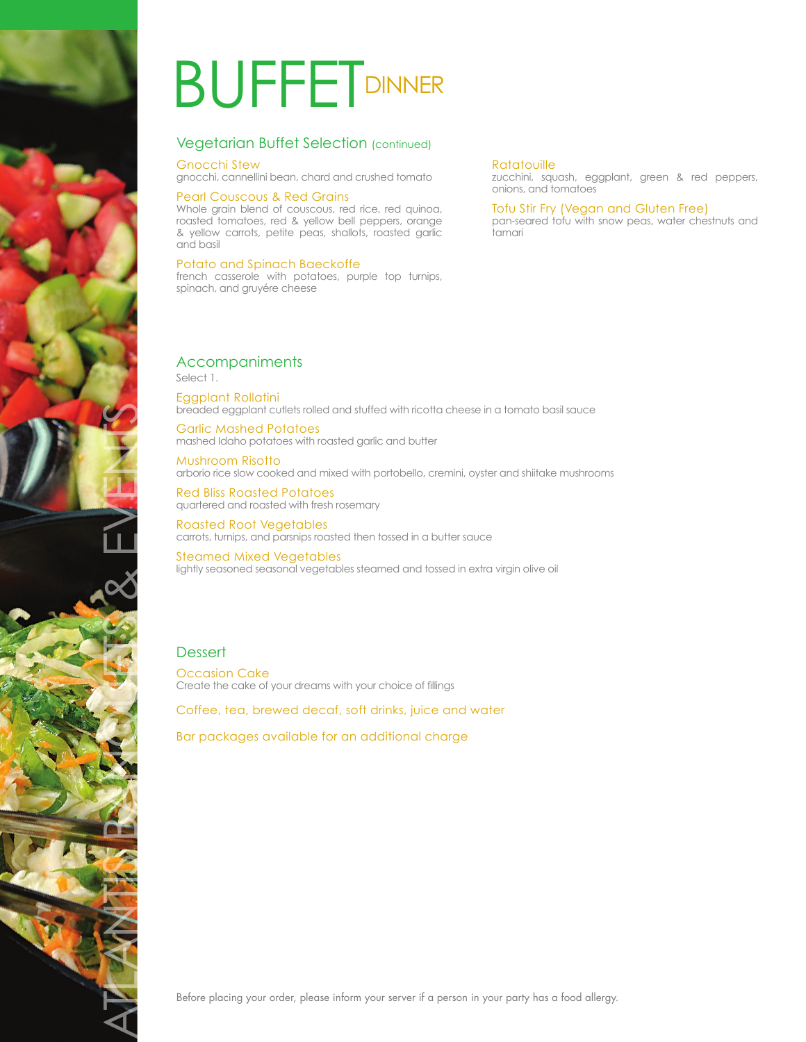# BUFFET DINNER

## Vegetarian Buffet Selection (continued)

**Gnocchi Stew**
gnocchi, cannellini bean, chard and crushed tomato

**Pearl Couscous & Red Grains**
Whole grain blend of couscous, red rice, red quinoa, roasted tomatoes, red & yellow bell peppers, orange & yellow carrots, petite peas, shallots, roasted garlic and basil

**Potato and Spinach Baeckoffe**
french casserole with potatoes, purple top turnips, spinach, and gruyére cheese

**Ratatouille**
zucchini, squash, eggplant, green & red peppers, onions, and tomatoes

**Tofu Stir Fry (Vegan and Gluten Free)**
pan-seared tofu with snow peas, water chestnuts and tamari

## Accompaniments

Select 1.

**Eggplant Rollatini**
breaded eggplant cutlets rolled and stuffed with ricotta cheese in a tomato basil sauce

**Garlic Mashed Potatoes**
mashed Idaho potatoes with roasted garlic and butter

**Mushroom Risotto**
arborio rice slow cooked and mixed with portobello, cremini, oyster and shiitake mushrooms

**Red Bliss Roasted Potatoes**
quartered and roasted with fresh rosemary

**Roasted Root Vegetables**
carrots, turnips, and parsnips roasted then tossed in a butter sauce

**Steamed Mixed Vegetables**
lightly seasoned seasonal vegetables steamed and tossed in extra virgin olive oil

## Dessert

**Occasion Cake**
Create the cake of your dreams with your choice of fillings

**Coffee, tea, brewed decaf, soft drinks, juice and water**

**Bar packages available for an additional charge**

Before placing your order, please inform your server if a person in your party has a food allergy.